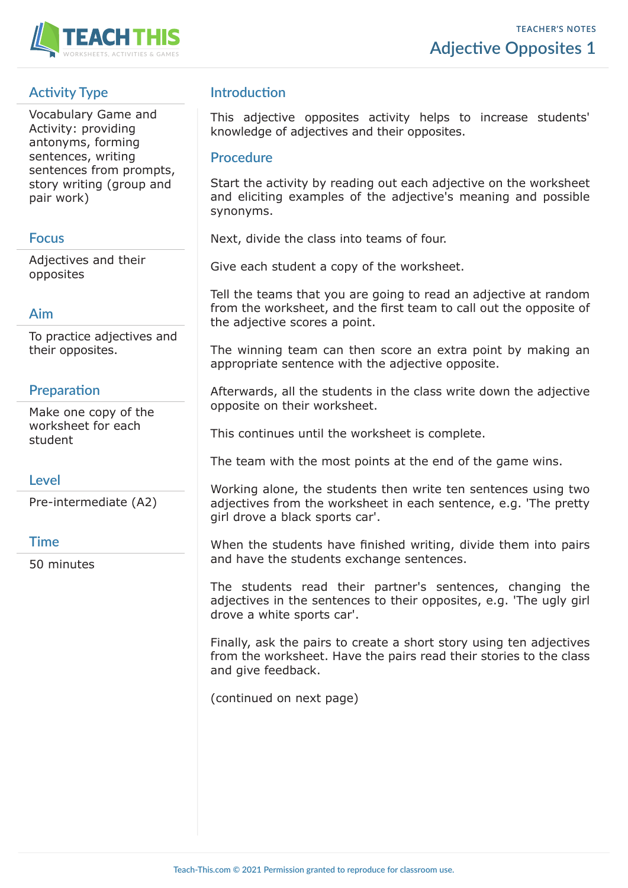# Adjective Opposites 1

TEACHER'S NOTES

## Activity Type

Vocabulary Game and Activity: providing antonyms, forming sentences, writing sentences from prompts, story writing (group and pair work)

## Focus

Adjectives and their opposites

## Aim

To practice adjectives and their opposites.

## Preparation

Make one copy of the worksheet for each student

## Level

Pre-intermediate (A2)

## Time

50 minutes

## Introduction

This adjective opposites activity helps to increase students' knowledge of adjectives and their opposites.

## Procedure

Start the activity by reading out each adjective on the worksheet and eliciting examples of the adjective's meaning and possible synonyms.

Next, divide the class into teams of four.

Give each student a copy of the worksheet.

Tell the teams that you are going to read an adjective at random from the worksheet, and the first team to call out the opposite of the adjective scores a point.

The winning team can then score an extra point by making an appropriate sentence with the adjective opposite.

Afterwards, all the students in the class write down the adjective opposite on their worksheet.

This continues until the worksheet is complete.

The team with the most points at the end of the game wins.

Working alone, the students then write ten sentences using two adjectives from the worksheet in each sentence, e.g. 'The pretty girl drove a black sports car'.

When the students have finished writing, divide them into pairs and have the students exchange sentences.

The students read their partner's sentences, changing the adjectives in the sentences to their opposites, e.g. 'The ugly girl drove a white sports car'.

Finally, ask the pairs to create a short story using ten adjectives from the worksheet. Have the pairs read their stories to the class and give feedback.

(continued on next page)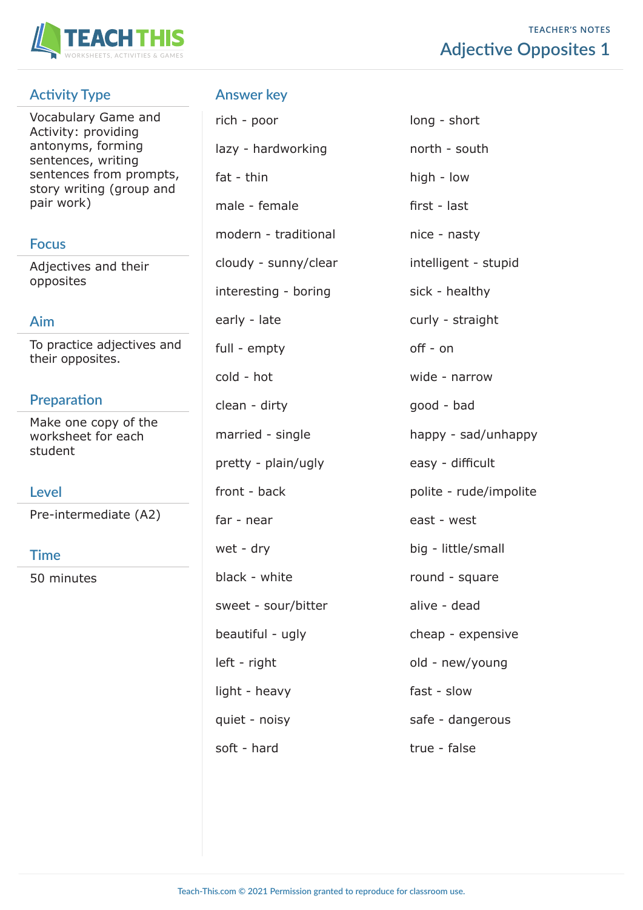# Adjective Opposites 1

TEACHER'S NOTES

## Activity Type

Vocabulary Game and Activity: providing antonyms, forming sentences, writing sentences from prompts, story writing (group and pair work)

## Focus

Adjectives and their opposites

## Aim

To practice adjectives and their opposites.

## Preparation

Make one copy of the worksheet for each student

## Level

Pre-intermediate (A2)

## Time

50 minutes

## Answer key

rich - poor
lazy - hardworking
fat - thin
male - female
modern - traditional
cloudy - sunny/clear
interesting - boring
early - late
full - empty
cold - hot
clean - dirty
married - single
pretty - plain/ugly
front - back
far - near
wet - dry
black - white
sweet - sour/bitter
beautiful - ugly
left - right
light - heavy
quiet - noisy
soft - hard

long - short
north - south
high - low
first - last
nice - nasty
intelligent - stupid
sick - healthy
curly - straight
off - on
wide - narrow
good - bad
happy - sad/unhappy
easy - difficult
polite - rude/impolite
east - west
big - little/small
round - square
alive - dead
cheap - expensive
old - new/young
fast - slow
safe - dangerous
true - false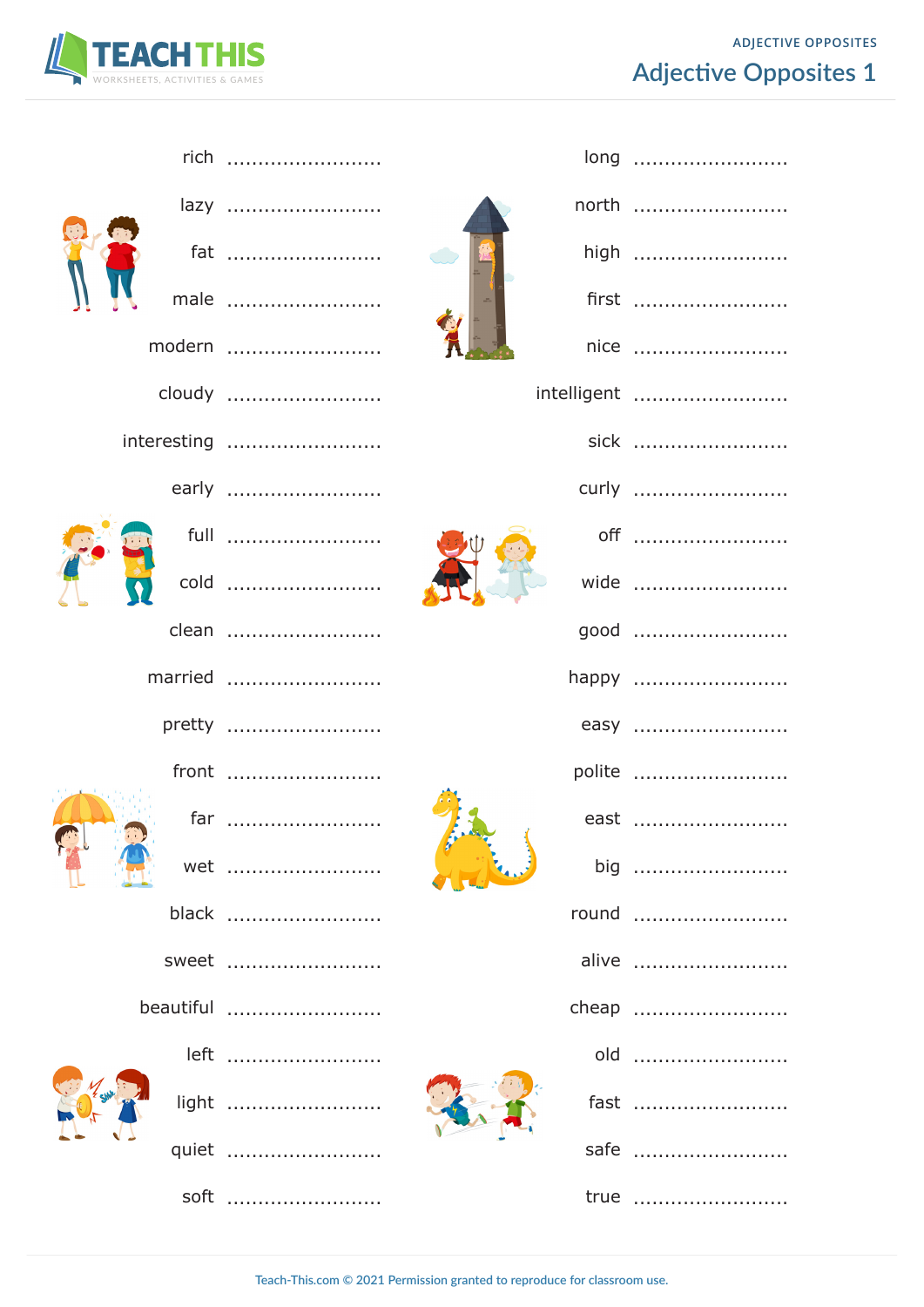ADJECTIVE OPPOSITES

# Adjective Opposites 1

rich .........................

lazy .........................

fat .........................

male .........................

modern .........................

cloudy .........................

interesting .........................

early .........................

full .........................

cold .........................

clean .........................

married .........................

pretty .........................

front .........................

far .........................

wet .........................

black .........................

sweet .........................

beautiful .........................

left .........................

light .........................

quiet .........................

soft .........................

long .........................

north .........................

high .........................

first .........................

nice .........................

intelligent .........................

sick .........................

curly .........................

off .........................

wide .........................

good .........................

happy .........................

easy .........................

polite .........................

east .........................

big .........................

round .........................

alive .........................

cheap .........................

old .........................

fast .........................

safe .........................

true .........................

Teach-This.com © 2021 Permission granted to reproduce for classroom use.